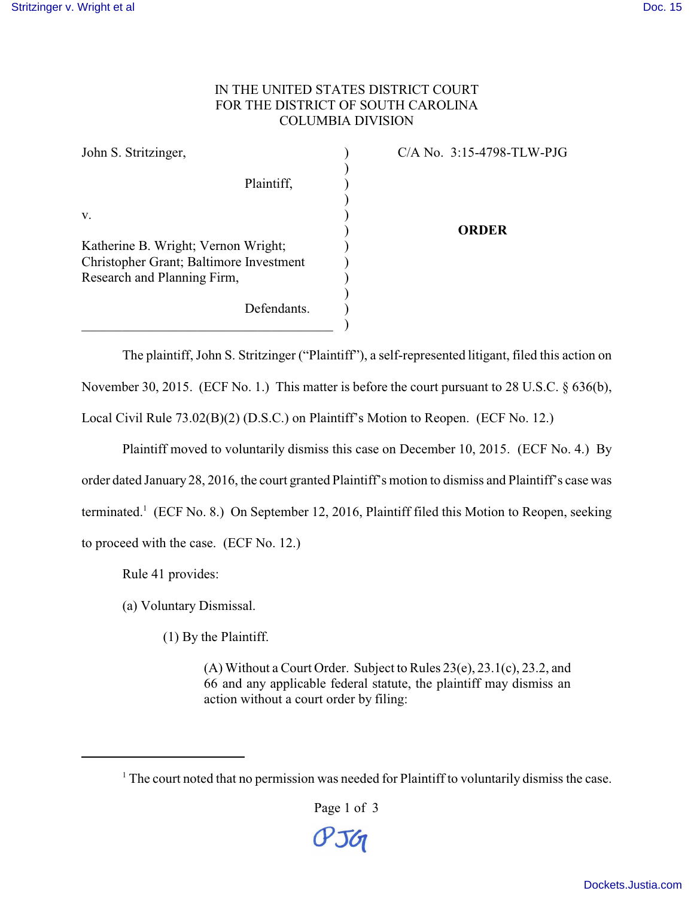IN THE UNITED STATES DISTRICT COURT
FOR THE DISTRICT OF SOUTH CAROLINA
COLUMBIA DIVISION

John S. Stritzinger,

Plaintiff,

v.

Katherine B. Wright; Vernon Wright; Christopher Grant; Baltimore Investment Research and Planning Firm,

Defendants.

C/A No. 3:15-4798-TLW-PJG

**ORDER**

The plaintiff, John S. Stritzinger ("Plaintiff"), a self-represented litigant, filed this action on November 30, 2015. (ECF No. 1.) This matter is before the court pursuant to 28 U.S.C. § 636(b), Local Civil Rule 73.02(B)(2) (D.S.C.) on Plaintiff's Motion to Reopen. (ECF No. 12.)

Plaintiff moved to voluntarily dismiss this case on December 10, 2015. (ECF No. 4.) By order dated January 28, 2016, the court granted Plaintiff's motion to dismiss and Plaintiff's case was terminated.[1] (ECF No. 8.) On September 12, 2016, Plaintiff filed this Motion to Reopen, seeking to proceed with the case. (ECF No. 12.)

Rule 41 provides:

(a) Voluntary Dismissal.

(1) By the Plaintiff.

> (A) Without a Court Order. Subject to Rules 23(e), 23.1(c), 23.2, and 66 and any applicable federal statute, the plaintiff may dismiss an action without a court order by filing:

[1] The court noted that no permission was needed for Plaintiff to voluntarily dismiss the case.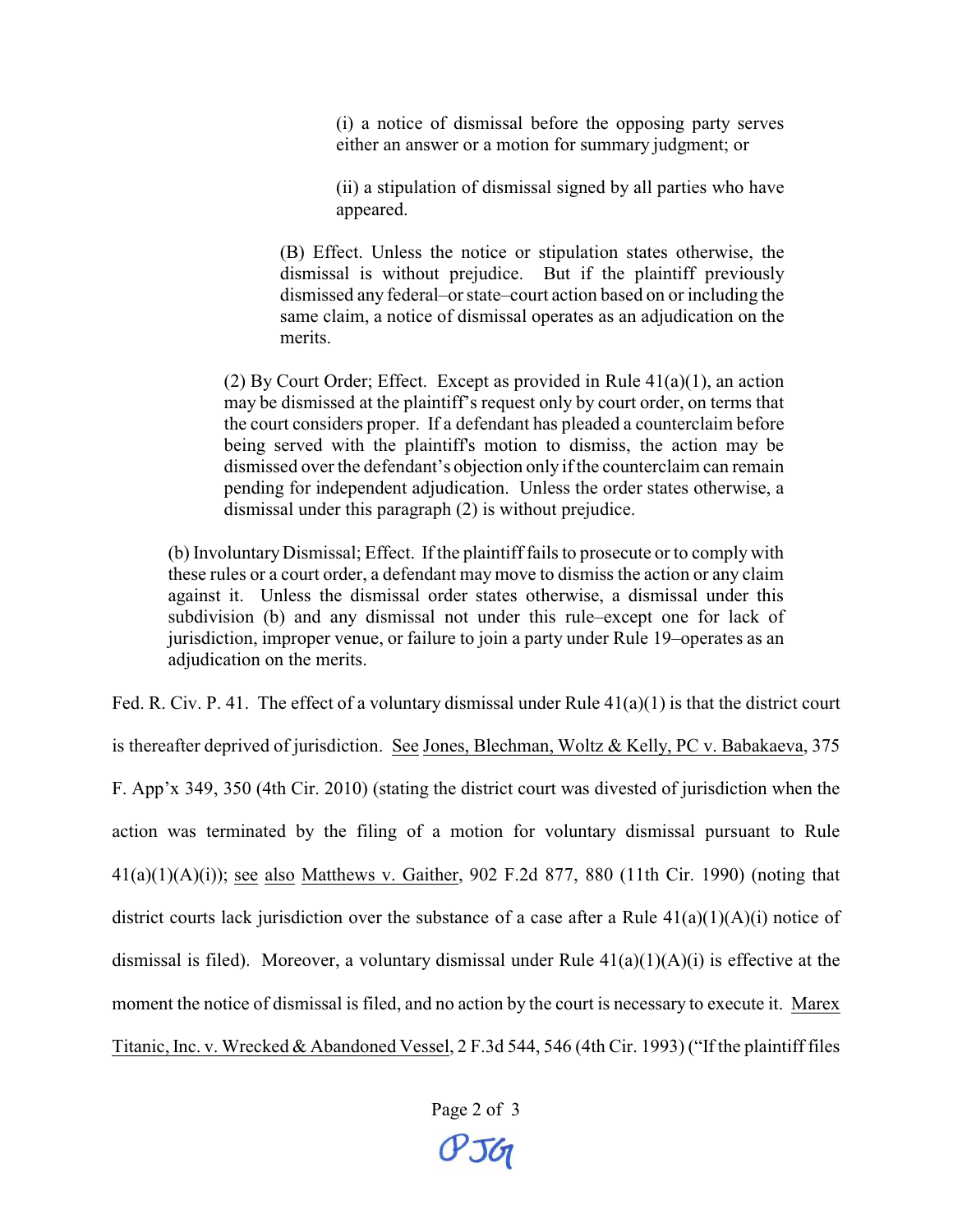(i) a notice of dismissal before the opposing party serves either an answer or a motion for summary judgment; or

(ii) a stipulation of dismissal signed by all parties who have appeared.

(B) Effect. Unless the notice or stipulation states otherwise, the dismissal is without prejudice. But if the plaintiff previously dismissed any federal–or state–court action based on or including the same claim, a notice of dismissal operates as an adjudication on the merits.

(2) By Court Order; Effect. Except as provided in Rule 41(a)(1), an action may be dismissed at the plaintiff's request only by court order, on terms that the court considers proper. If a defendant has pleaded a counterclaim before being served with the plaintiff's motion to dismiss, the action may be dismissed over the defendant's objection only if the counterclaim can remain pending for independent adjudication. Unless the order states otherwise, a dismissal under this paragraph (2) is without prejudice.

(b) Involuntary Dismissal; Effect. If the plaintiff fails to prosecute or to comply with these rules or a court order, a defendant may move to dismiss the action or any claim against it. Unless the dismissal order states otherwise, a dismissal under this subdivision (b) and any dismissal not under this rule–except one for lack of jurisdiction, improper venue, or failure to join a party under Rule 19–operates as an adjudication on the merits.

Fed. R. Civ. P. 41. The effect of a voluntary dismissal under Rule 41(a)(1) is that the district court is thereafter deprived of jurisdiction. See Jones, Blechman, Woltz & Kelly, PC v. Babakaeva, 375 F. App'x 349, 350 (4th Cir. 2010) (stating the district court was divested of jurisdiction when the action was terminated by the filing of a motion for voluntary dismissal pursuant to Rule 41(a)(1)(A)(i)); see also Matthews v. Gaither, 902 F.2d 877, 880 (11th Cir. 1990) (noting that district courts lack jurisdiction over the substance of a case after a Rule 41(a)(1)(A)(i) notice of dismissal is filed). Moreover, a voluntary dismissal under Rule 41(a)(1)(A)(i) is effective at the moment the notice of dismissal is filed, and no action by the court is necessary to execute it. Marex Titanic, Inc. v. Wrecked & Abandoned Vessel, 2 F.3d 544, 546 (4th Cir. 1993) ("If the plaintiff files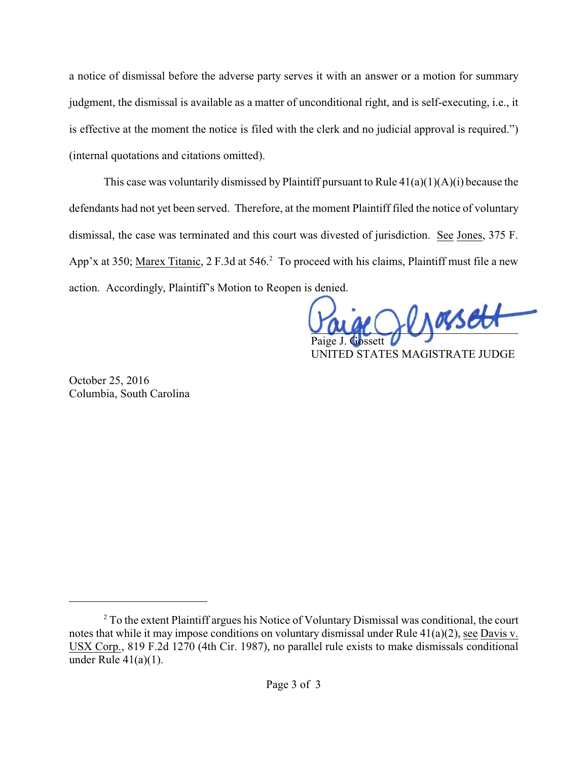a notice of dismissal before the adverse party serves it with an answer or a motion for summary judgment, the dismissal is available as a matter of unconditional right, and is self-executing, i.e., it is effective at the moment the notice is filed with the clerk and no judicial approval is required.") (internal quotations and citations omitted).

This case was voluntarily dismissed by Plaintiff pursuant to Rule 41(a)(1)(A)(i) because the defendants had not yet been served. Therefore, at the moment Plaintiff filed the notice of voluntary dismissal, the case was terminated and this court was divested of jurisdiction. See Jones, 375 F. App'x at 350; Marex Titanic, 2 F.3d at 546.[2] To proceed with his claims, Plaintiff must file a new action. Accordingly, Plaintiff's Motion to Reopen is denied.

Paige J. Gossett  
UNITED STATES MAGISTRATE JUDGE

October 25, 2016  
Columbia, South Carolina

---

[2] To the extent Plaintiff argues his Notice of Voluntary Dismissal was conditional, the court notes that while it may impose conditions on voluntary dismissal under Rule 41(a)(2), see Davis v. USX Corp., 819 F.2d 1270 (4th Cir. 1987), no parallel rule exists to make dismissals conditional under Rule 41(a)(1).